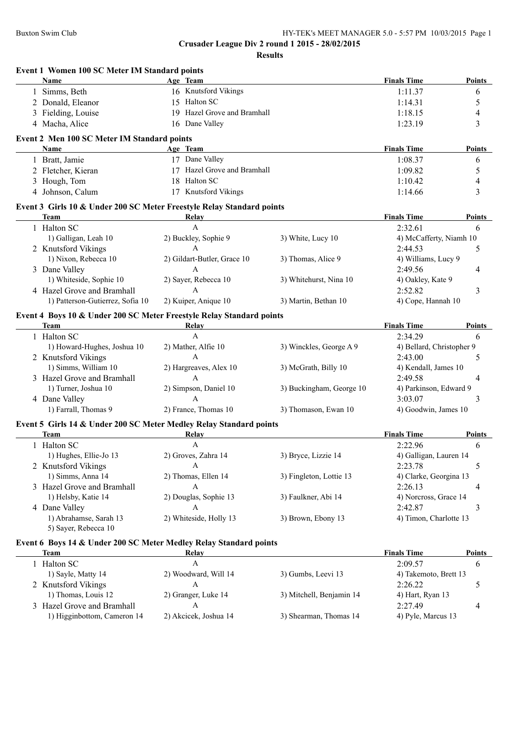**Crusader League Div 2 round 1 2015 - 28/02/2015**

**Results**

### Event 1 Women 100 SC Meter IM Standard points

| | Name | Age | Team | Finals Time | Points |
|---|---|---|---|---|---|
| 1 | Simms, Beth | 16 | Knutsford Vikings | 1:11.37 | 6 |
| 2 | Donald, Eleanor | 15 | Halton SC | 1:14.31 | 5 |
| 3 | Fielding, Louise | 19 | Hazel Grove and Bramhall | 1:18.15 | 4 |
| 4 | Macha, Alice | 16 | Dane Valley | 1:23.19 | 3 |

### Event 2 Men 100 SC Meter IM Standard points

| | Name | Age | Team | Finals Time | Points |
|---|---|---|---|---|---|
| 1 | Bratt, Jamie | 17 | Dane Valley | 1:08.37 | 6 |
| 2 | Fletcher, Kieran | 17 | Hazel Grove and Bramhall | 1:09.82 | 5 |
| 3 | Hough, Tom | 18 | Halton SC | 1:10.42 | 4 |
| 4 | Johnson, Calum | 17 | Knutsford Vikings | 1:14.66 | 3 |

### Event 3 Girls 10 & Under 200 SC Meter Freestyle Relay Standard points

| | Team | Relay | | Finals Time | Points |
|---|---|---|---|---|---|
| 1 | Halton SC | A | | 2:32.61 | 6 |
| | 1) Galligan, Leah 10 | 2) Buckley, Sophie 9 | 3) White, Lucy 10 | 4) McCafferty, Niamh 10 | |
| 2 | Knutsford Vikings | A | | 2:44.53 | 5 |
| | 1) Nixon, Rebecca 10 | 2) Gildart-Butler, Grace 10 | 3) Thomas, Alice 9 | 4) Williams, Lucy 9 | |
| 3 | Dane Valley | A | | 2:49.56 | 4 |
| | 1) Whiteside, Sophie 10 | 2) Sayer, Rebecca 10 | 3) Whitehurst, Nina 10 | 4) Oakley, Kate 9 | |
| 4 | Hazel Grove and Bramhall | A | | 2:52.82 | 3 |
| | 1) Patterson-Gutierrez, Sofia 10 | 2) Kuiper, Anique 10 | 3) Martin, Bethan 10 | 4) Cope, Hannah 10 | |

### Event 4 Boys 10 & Under 200 SC Meter Freestyle Relay Standard points

| | Team | Relay | | Finals Time | Points |
|---|---|---|---|---|---|
| 1 | Halton SC | A | | 2:34.29 | 6 |
| | 1) Howard-Hughes, Joshua 10 | 2) Mather, Alfie 10 | 3) Winckles, George A 9 | 4) Bellard, Christopher 9 | |
| 2 | Knutsford Vikings | A | | 2:43.00 | 5 |
| | 1) Simms, William 10 | 2) Hargreaves, Alex 10 | 3) McGrath, Billy 10 | 4) Kendall, James 10 | |
| 3 | Hazel Grove and Bramhall | A | | 2:49.58 | 4 |
| | 1) Turner, Joshua 10 | 2) Simpson, Daniel 10 | 3) Buckingham, George 10 | 4) Parkinson, Edward 9 | |
| 4 | Dane Valley | A | | 3:03.07 | 3 |
| | 1) Farrall, Thomas 9 | 2) France, Thomas 10 | 3) Thomason, Ewan 10 | 4) Goodwin, James 10 | |

### Event 5 Girls 14 & Under 200 SC Meter Medley Relay Standard points

| | Team | Relay | | Finals Time | Points |
|---|---|---|---|---|---|
| 1 | Halton SC | A | | 2:22.96 | 6 |
| | 1) Hughes, Ellie-Jo 13 | 2) Groves, Zahra 14 | 3) Bryce, Lizzie 14 | 4) Galligan, Lauren 14 | |
| 2 | Knutsford Vikings | A | | 2:23.78 | 5 |
| | 1) Simms, Anna 14 | 2) Thomas, Ellen 14 | 3) Fingleton, Lottie 13 | 4) Clarke, Georgina 13 | |
| 3 | Hazel Grove and Bramhall | A | | 2:26.13 | 4 |
| | 1) Helsby, Katie 14 | 2) Douglas, Sophie 13 | 3) Faulkner, Abi 14 | 4) Norcross, Grace 14 | |
| 4 | Dane Valley | A | | 2:42.87 | 3 |
| | 1) Abrahamse, Sarah 13 | 2) Whiteside, Holly 13 | 3) Brown, Ebony 13 | 4) Timon, Charlotte 13 | |
| | 5) Sayer, Rebecca 10 | | | | |

### Event 6 Boys 14 & Under 200 SC Meter Medley Relay Standard points

| | Team | Relay | | Finals Time | Points |
|---|---|---|---|---|---|
| 1 | Halton SC | A | | 2:09.57 | 6 |
| | 1) Sayle, Matty 14 | 2) Woodward, Will 14 | 3) Gumbs, Leevi 13 | 4) Takemoto, Brett 13 | |
| 2 | Knutsford Vikings | A | | 2:26.22 | 5 |
| | 1) Thomas, Louis 12 | 2) Granger, Luke 14 | 3) Mitchell, Benjamin 14 | 4) Hart, Ryan 13 | |
| 3 | Hazel Grove and Bramhall | A | | 2:27.49 | 4 |
| | 1) Higginbottom, Cameron 14 | 2) Akcicek, Joshua 14 | 3) Shearman, Thomas 14 | 4) Pyle, Marcus 13 | |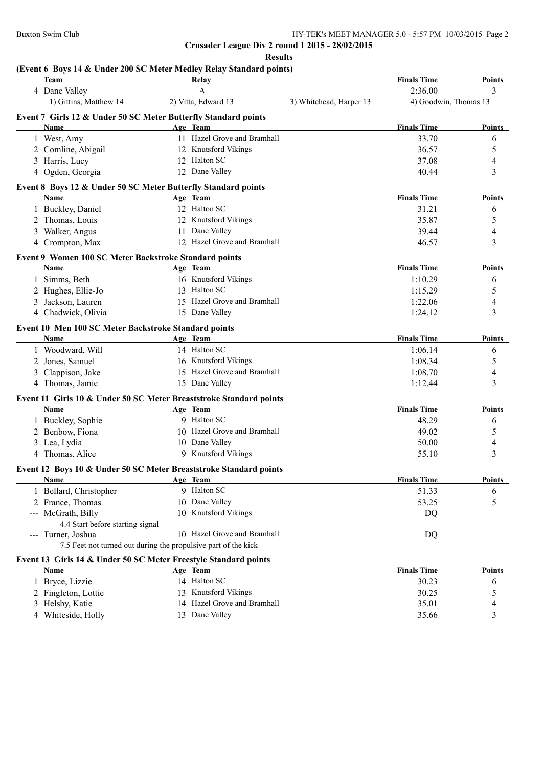**Crusader League Div 2 round 1 2015 - 28/02/2015**

**Results**

## (Event 6 Boys 14 & Under 200 SC Meter Medley Relay Standard points)

| | Team | Relay | | Finals Time | Points |
|---|---|---|---|---|---|
| 4 | Dane Valley | A | | 2:36.00 | 3 |
| | 1) Gittins, Matthew 14 | 2) Vitta, Edward 13 | 3) Whitehead, Harper 13 | 4) Goodwin, Thomas 13 | |

## Event 7 Girls 12 & Under 50 SC Meter Butterfly Standard points

| | Name | Age | Team | Finals Time | Points |
|---|---|---|---|---|---|
| 1 | West, Amy | 11 | Hazel Grove and Bramhall | 33.70 | 6 |
| 2 | Comline, Abigail | 12 | Knutsford Vikings | 36.57 | 5 |
| 3 | Harris, Lucy | 12 | Halton SC | 37.08 | 4 |
| 4 | Ogden, Georgia | 12 | Dane Valley | 40.44 | 3 |

## Event 8 Boys 12 & Under 50 SC Meter Butterfly Standard points

| | Name | Age | Team | Finals Time | Points |
|---|---|---|---|---|---|
| 1 | Buckley, Daniel | 12 | Halton SC | 31.21 | 6 |
| 2 | Thomas, Louis | 12 | Knutsford Vikings | 35.87 | 5 |
| 3 | Walker, Angus | 11 | Dane Valley | 39.44 | 4 |
| 4 | Crompton, Max | 12 | Hazel Grove and Bramhall | 46.57 | 3 |

## Event 9 Women 100 SC Meter Backstroke Standard points

| | Name | Age | Team | Finals Time | Points |
|---|---|---|---|---|---|
| 1 | Simms, Beth | 16 | Knutsford Vikings | 1:10.29 | 6 |
| 2 | Hughes, Ellie-Jo | 13 | Halton SC | 1:15.29 | 5 |
| 3 | Jackson, Lauren | 15 | Hazel Grove and Bramhall | 1:22.06 | 4 |
| 4 | Chadwick, Olivia | 15 | Dane Valley | 1:24.12 | 3 |

## Event 10 Men 100 SC Meter Backstroke Standard points

| | Name | Age | Team | Finals Time | Points |
|---|---|---|---|---|---|
| 1 | Woodward, Will | 14 | Halton SC | 1:06.14 | 6 |
| 2 | Jones, Samuel | 16 | Knutsford Vikings | 1:08.34 | 5 |
| 3 | Clappison, Jake | 15 | Hazel Grove and Bramhall | 1:08.70 | 4 |
| 4 | Thomas, Jamie | 15 | Dane Valley | 1:12.44 | 3 |

## Event 11 Girls 10 & Under 50 SC Meter Breaststroke Standard points

| | Name | Age | Team | Finals Time | Points |
|---|---|---|---|---|---|
| 1 | Buckley, Sophie | 9 | Halton SC | 48.29 | 6 |
| 2 | Benbow, Fiona | 10 | Hazel Grove and Bramhall | 49.02 | 5 |
| 3 | Lea, Lydia | 10 | Dane Valley | 50.00 | 4 |
| 4 | Thomas, Alice | 9 | Knutsford Vikings | 55.10 | 3 |

## Event 12 Boys 10 & Under 50 SC Meter Breaststroke Standard points

| | Name | Age | Team | Finals Time | Points |
|---|---|---|---|---|---|
| 1 | Bellard, Christopher | 9 | Halton SC | 51.33 | 6 |
| 2 | France, Thomas | 10 | Dane Valley | 53.25 | 5 |
| --- | McGrath, Billy | 10 | Knutsford Vikings | DQ | |
| | 4.4 Start before starting signal | | | | |
| --- | Turner, Joshua | 10 | Hazel Grove and Bramhall | DQ | |
| | 7.5 Feet not turned out during the propulsive part of the kick | | | | |

## Event 13 Girls 14 & Under 50 SC Meter Freestyle Standard points

| | Name | Age | Team | Finals Time | Points |
|---|---|---|---|---|---|
| 1 | Bryce, Lizzie | 14 | Halton SC | 30.23 | 6 |
| 2 | Fingleton, Lottie | 13 | Knutsford Vikings | 30.25 | 5 |
| 3 | Helsby, Katie | 14 | Hazel Grove and Bramhall | 35.01 | 4 |
| 4 | Whiteside, Holly | 13 | Dane Valley | 35.66 | 3 |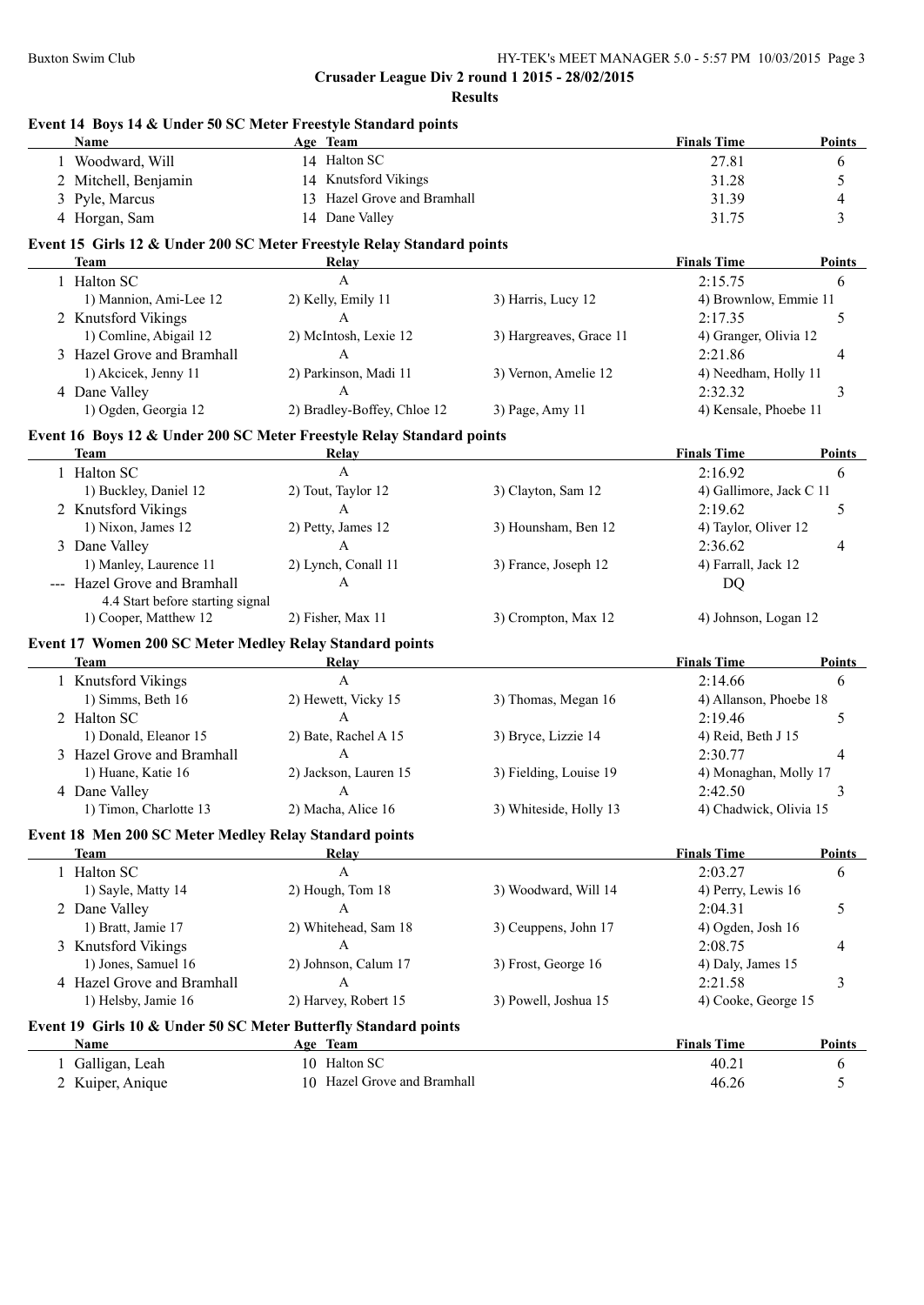**Crusader League Div 2 round 1 2015 - 28/02/2015**

**Results**

### Event 14 Boys 14 & Under 50 SC Meter Freestyle Standard points

| | Name | Age | Team | Finals Time | Points |
|---|---|---|---|---|---|
| 1 | Woodward, Will | 14 | Halton SC | 27.81 | 6 |
| 2 | Mitchell, Benjamin | 14 | Knutsford Vikings | 31.28 | 5 |
| 3 | Pyle, Marcus | 13 | Hazel Grove and Bramhall | 31.39 | 4 |
| 4 | Horgan, Sam | 14 | Dane Valley | 31.75 | 3 |

### Event 15 Girls 12 & Under 200 SC Meter Freestyle Relay Standard points

| | Team | Relay | | Finals Time | Points |
|---|---|---|---|---|---|
| 1 | Halton SC | A | | 2:15.75 | 6 |
| | 1) Mannion, Ami-Lee 12 | 2) Kelly, Emily 11 | 3) Harris, Lucy 12 | 4) Brownlow, Emmie 11 | |
| 2 | Knutsford Vikings | A | | 2:17.35 | 5 |
| | 1) Comline, Abigail 12 | 2) McIntosh, Lexie 12 | 3) Hargreaves, Grace 11 | 4) Granger, Olivia 12 | |
| 3 | Hazel Grove and Bramhall | A | | 2:21.86 | 4 |
| | 1) Akcicek, Jenny 11 | 2) Parkinson, Madi 11 | 3) Vernon, Amelie 12 | 4) Needham, Holly 11 | |
| 4 | Dane Valley | A | | 2:32.32 | 3 |
| | 1) Ogden, Georgia 12 | 2) Bradley-Boffey, Chloe 12 | 3) Page, Amy 11 | 4) Kensale, Phoebe 11 | |

### Event 16 Boys 12 & Under 200 SC Meter Freestyle Relay Standard points

| | Team | Relay | | Finals Time | Points |
|---|---|---|---|---|---|
| 1 | Halton SC | A | | 2:16.92 | 6 |
| | 1) Buckley, Daniel 12 | 2) Tout, Taylor 12 | 3) Clayton, Sam 12 | 4) Gallimore, Jack C 11 | |
| 2 | Knutsford Vikings | A | | 2:19.62 | 5 |
| | 1) Nixon, James 12 | 2) Petty, James 12 | 3) Hounsham, Ben 12 | 4) Taylor, Oliver 12 | |
| 3 | Dane Valley | A | | 2:36.62 | 4 |
| | 1) Manley, Laurence 11 | 2) Lynch, Conall 11 | 3) France, Joseph 12 | 4) Farrall, Jack 12 | |
| --- | Hazel Grove and Bramhall | A | | DQ | |
| | 4.4 Start before starting signal | | | | |
| | 1) Cooper, Matthew 12 | 2) Fisher, Max 11 | 3) Crompton, Max 12 | 4) Johnson, Logan 12 | |

### Event 17 Women 200 SC Meter Medley Relay Standard points

| | Team | Relay | | Finals Time | Points |
|---|---|---|---|---|---|
| 1 | Knutsford Vikings | A | | 2:14.66 | 6 |
| | 1) Simms, Beth 16 | 2) Hewett, Vicky 15 | 3) Thomas, Megan 16 | 4) Allanson, Phoebe 18 | |
| 2 | Halton SC | A | | 2:19.46 | 5 |
| | 1) Donald, Eleanor 15 | 2) Bate, Rachel A 15 | 3) Bryce, Lizzie 14 | 4) Reid, Beth J 15 | |
| 3 | Hazel Grove and Bramhall | A | | 2:30.77 | 4 |
| | 1) Huane, Katie 16 | 2) Jackson, Lauren 15 | 3) Fielding, Louise 19 | 4) Monaghan, Molly 17 | |
| 4 | Dane Valley | A | | 2:42.50 | 3 |
| | 1) Timon, Charlotte 13 | 2) Macha, Alice 16 | 3) Whiteside, Holly 13 | 4) Chadwick, Olivia 15 | |

### Event 18 Men 200 SC Meter Medley Relay Standard points

| | Team | Relay | | Finals Time | Points |
|---|---|---|---|---|---|
| 1 | Halton SC | A | | 2:03.27 | 6 |
| | 1) Sayle, Matty 14 | 2) Hough, Tom 18 | 3) Woodward, Will 14 | 4) Perry, Lewis 16 | |
| 2 | Dane Valley | A | | 2:04.31 | 5 |
| | 1) Bratt, Jamie 17 | 2) Whitehead, Sam 18 | 3) Ceuppens, John 17 | 4) Ogden, Josh 16 | |
| 3 | Knutsford Vikings | A | | 2:08.75 | 4 |
| | 1) Jones, Samuel 16 | 2) Johnson, Calum 17 | 3) Frost, George 16 | 4) Daly, James 15 | |
| 4 | Hazel Grove and Bramhall | A | | 2:21.58 | 3 |
| | 1) Helsby, Jamie 16 | 2) Harvey, Robert 15 | 3) Powell, Joshua 15 | 4) Cooke, George 15 | |

### Event 19 Girls 10 & Under 50 SC Meter Butterfly Standard points

| | Name | Age | Team | Finals Time | Points |
|---|---|---|---|---|---|
| 1 | Galligan, Leah | 10 | Halton SC | 40.21 | 6 |
| 2 | Kuiper, Anique | 10 | Hazel Grove and Bramhall | 46.26 | 5 |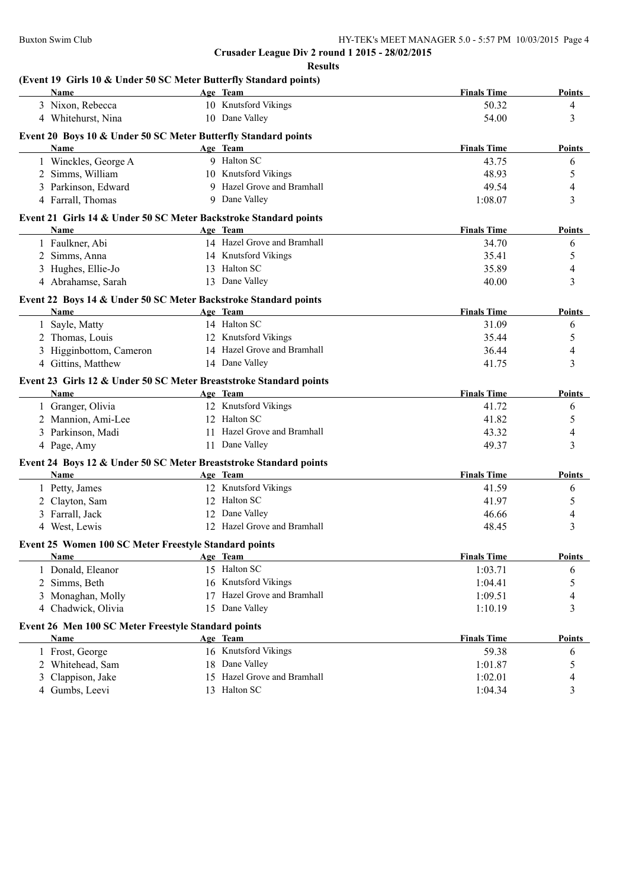## Crusader League Div 2 round 1 2015 - 28/02/2015

### Results

#### (Event 19 Girls 10 & Under 50 SC Meter Butterfly Standard points)

| | Name | Age | Team | Finals Time | Points |
|---|---|---|---|---|---|
| 3 | Nixon, Rebecca | 10 | Knutsford Vikings | 50.32 | 4 |
| 4 | Whitehurst, Nina | 10 | Dane Valley | 54.00 | 3 |

#### Event 20 Boys 10 & Under 50 SC Meter Butterfly Standard points

| | Name | Age | Team | Finals Time | Points |
|---|---|---|---|---|---|
| 1 | Winckles, George A | 9 | Halton SC | 43.75 | 6 |
| 2 | Simms, William | 10 | Knutsford Vikings | 48.93 | 5 |
| 3 | Parkinson, Edward | 9 | Hazel Grove and Bramhall | 49.54 | 4 |
| 4 | Farrall, Thomas | 9 | Dane Valley | 1:08.07 | 3 |

#### Event 21 Girls 14 & Under 50 SC Meter Backstroke Standard points

| | Name | Age | Team | Finals Time | Points |
|---|---|---|---|---|---|
| 1 | Faulkner, Abi | 14 | Hazel Grove and Bramhall | 34.70 | 6 |
| 2 | Simms, Anna | 14 | Knutsford Vikings | 35.41 | 5 |
| 3 | Hughes, Ellie-Jo | 13 | Halton SC | 35.89 | 4 |
| 4 | Abrahamse, Sarah | 13 | Dane Valley | 40.00 | 3 |

#### Event 22 Boys 14 & Under 50 SC Meter Backstroke Standard points

| | Name | Age | Team | Finals Time | Points |
|---|---|---|---|---|---|
| 1 | Sayle, Matty | 14 | Halton SC | 31.09 | 6 |
| 2 | Thomas, Louis | 12 | Knutsford Vikings | 35.44 | 5 |
| 3 | Higginbottom, Cameron | 14 | Hazel Grove and Bramhall | 36.44 | 4 |
| 4 | Gittins, Matthew | 14 | Dane Valley | 41.75 | 3 |

#### Event 23 Girls 12 & Under 50 SC Meter Breaststroke Standard points

| | Name | Age | Team | Finals Time | Points |
|---|---|---|---|---|---|
| 1 | Granger, Olivia | 12 | Knutsford Vikings | 41.72 | 6 |
| 2 | Mannion, Ami-Lee | 12 | Halton SC | 41.82 | 5 |
| 3 | Parkinson, Madi | 11 | Hazel Grove and Bramhall | 43.32 | 4 |
| 4 | Page, Amy | 11 | Dane Valley | 49.37 | 3 |

#### Event 24 Boys 12 & Under 50 SC Meter Breaststroke Standard points

| | Name | Age | Team | Finals Time | Points |
|---|---|---|---|---|---|
| 1 | Petty, James | 12 | Knutsford Vikings | 41.59 | 6 |
| 2 | Clayton, Sam | 12 | Halton SC | 41.97 | 5 |
| 3 | Farrall, Jack | 12 | Dane Valley | 46.66 | 4 |
| 4 | West, Lewis | 12 | Hazel Grove and Bramhall | 48.45 | 3 |

#### Event 25 Women 100 SC Meter Freestyle Standard points

| | Name | Age | Team | Finals Time | Points |
|---|---|---|---|---|---|
| 1 | Donald, Eleanor | 15 | Halton SC | 1:03.71 | 6 |
| 2 | Simms, Beth | 16 | Knutsford Vikings | 1:04.41 | 5 |
| 3 | Monaghan, Molly | 17 | Hazel Grove and Bramhall | 1:09.51 | 4 |
| 4 | Chadwick, Olivia | 15 | Dane Valley | 1:10.19 | 3 |

#### Event 26 Men 100 SC Meter Freestyle Standard points

| | Name | Age | Team | Finals Time | Points |
|---|---|---|---|---|---|
| 1 | Frost, George | 16 | Knutsford Vikings | 59.38 | 6 |
| 2 | Whitehead, Sam | 18 | Dane Valley | 1:01.87 | 5 |
| 3 | Clappison, Jake | 15 | Hazel Grove and Bramhall | 1:02.01 | 4 |
| 4 | Gumbs, Leevi | 13 | Halton SC | 1:04.34 | 3 |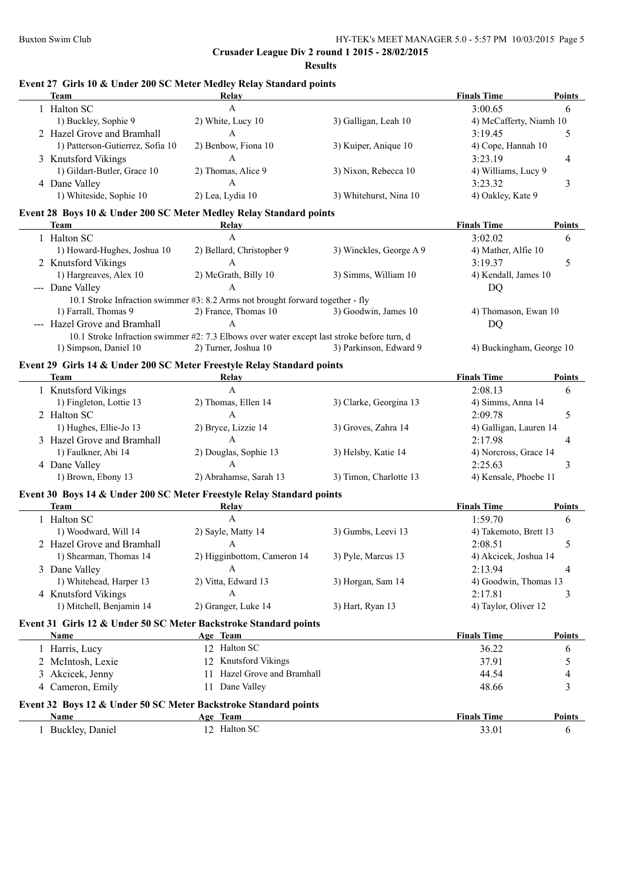**Crusader League Div 2 round 1 2015 - 28/02/2015**

**Results**

### Event 27 Girls 10 & Under 200 SC Meter Medley Relay Standard points

| | Team | Relay | | Finals Time | Points |
|---|---|---|---|---|---|
| 1 | Halton SC | A | | 3:00.65 | 6 |
| | 1) Buckley, Sophie 9 | 2) White, Lucy 10 | 3) Galligan, Leah 10 | 4) McCafferty, Niamh 10 | |
| 2 | Hazel Grove and Bramhall | A | | 3:19.45 | 5 |
| | 1) Patterson-Gutierrez, Sofia 10 | 2) Benbow, Fiona 10 | 3) Kuiper, Anique 10 | 4) Cope, Hannah 10 | |
| 3 | Knutsford Vikings | A | | 3:23.19 | 4 |
| | 1) Gildart-Butler, Grace 10 | 2) Thomas, Alice 9 | 3) Nixon, Rebecca 10 | 4) Williams, Lucy 9 | |
| 4 | Dane Valley | A | | 3:23.32 | 3 |
| | 1) Whiteside, Sophie 10 | 2) Lea, Lydia 10 | 3) Whitehurst, Nina 10 | 4) Oakley, Kate 9 | |

### Event 28 Boys 10 & Under 200 SC Meter Medley Relay Standard points

| | Team | Relay | | Finals Time | Points |
|---|---|---|---|---|---|
| 1 | Halton SC | A | | 3:02.02 | 6 |
| | 1) Howard-Hughes, Joshua 10 | 2) Bellard, Christopher 9 | 3) Winckles, George A 9 | 4) Mather, Alfie 10 | |
| 2 | Knutsford Vikings | A | | 3:19.37 | 5 |
| | 1) Hargreaves, Alex 10 | 2) McGrath, Billy 10 | 3) Simms, William 10 | 4) Kendall, James 10 | |
| --- | Dane Valley | A | | DQ | |
| | 10.1 Stroke Infraction swimmer #3: 8.2 Arms not brought forward together - fly | | | | |
| | 1) Farrall, Thomas 9 | 2) France, Thomas 10 | 3) Goodwin, James 10 | 4) Thomason, Ewan 10 | |
| --- | Hazel Grove and Bramhall | A | | DQ | |
| | 10.1 Stroke Infraction swimmer #2: 7.3 Elbows over water except last stroke before turn, d | | | | |
| | 1) Simpson, Daniel 10 | 2) Turner, Joshua 10 | 3) Parkinson, Edward 9 | 4) Buckingham, George 10 | |

### Event 29 Girls 14 & Under 200 SC Meter Freestyle Relay Standard points

| | Team | Relay | | Finals Time | Points |
|---|---|---|---|---|---|
| 1 | Knutsford Vikings | A | | 2:08.13 | 6 |
| | 1) Fingleton, Lottie 13 | 2) Thomas, Ellen 14 | 3) Clarke, Georgina 13 | 4) Simms, Anna 14 | |
| 2 | Halton SC | A | | 2:09.78 | 5 |
| | 1) Hughes, Ellie-Jo 13 | 2) Bryce, Lizzie 14 | 3) Groves, Zahra 14 | 4) Galligan, Lauren 14 | |
| 3 | Hazel Grove and Bramhall | A | | 2:17.98 | 4 |
| | 1) Faulkner, Abi 14 | 2) Douglas, Sophie 13 | 3) Helsby, Katie 14 | 4) Norcross, Grace 14 | |
| 4 | Dane Valley | A | | 2:25.63 | 3 |
| | 1) Brown, Ebony 13 | 2) Abrahamse, Sarah 13 | 3) Timon, Charlotte 13 | 4) Kensale, Phoebe 11 | |

### Event 30 Boys 14 & Under 200 SC Meter Freestyle Relay Standard points

| | Team | Relay | | Finals Time | Points |
|---|---|---|---|---|---|
| 1 | Halton SC | A | | 1:59.70 | 6 |
| | 1) Woodward, Will 14 | 2) Sayle, Matty 14 | 3) Gumbs, Leevi 13 | 4) Takemoto, Brett 13 | |
| 2 | Hazel Grove and Bramhall | A | | 2:08.51 | 5 |
| | 1) Shearman, Thomas 14 | 2) Higginbottom, Cameron 14 | 3) Pyle, Marcus 13 | 4) Akcicek, Joshua 14 | |
| 3 | Dane Valley | A | | 2:13.94 | 4 |
| | 1) Whitehead, Harper 13 | 2) Vitta, Edward 13 | 3) Horgan, Sam 14 | 4) Goodwin, Thomas 13 | |
| 4 | Knutsford Vikings | A | | 2:17.81 | 3 |
| | 1) Mitchell, Benjamin 14 | 2) Granger, Luke 14 | 3) Hart, Ryan 13 | 4) Taylor, Oliver 12 | |

### Event 31 Girls 12 & Under 50 SC Meter Backstroke Standard points

| | Name | Age | Team | Finals Time | Points |
|---|---|---|---|---|---|
| 1 | Harris, Lucy | 12 | Halton SC | 36.22 | 6 |
| 2 | McIntosh, Lexie | 12 | Knutsford Vikings | 37.91 | 5 |
| 3 | Akcicek, Jenny | 11 | Hazel Grove and Bramhall | 44.54 | 4 |
| 4 | Cameron, Emily | 11 | Dane Valley | 48.66 | 3 |

### Event 32 Boys 12 & Under 50 SC Meter Backstroke Standard points

| | Name | Age | Team | Finals Time | Points |
|---|---|---|---|---|---|
| 1 | Buckley, Daniel | 12 | Halton SC | 33.01 | 6 |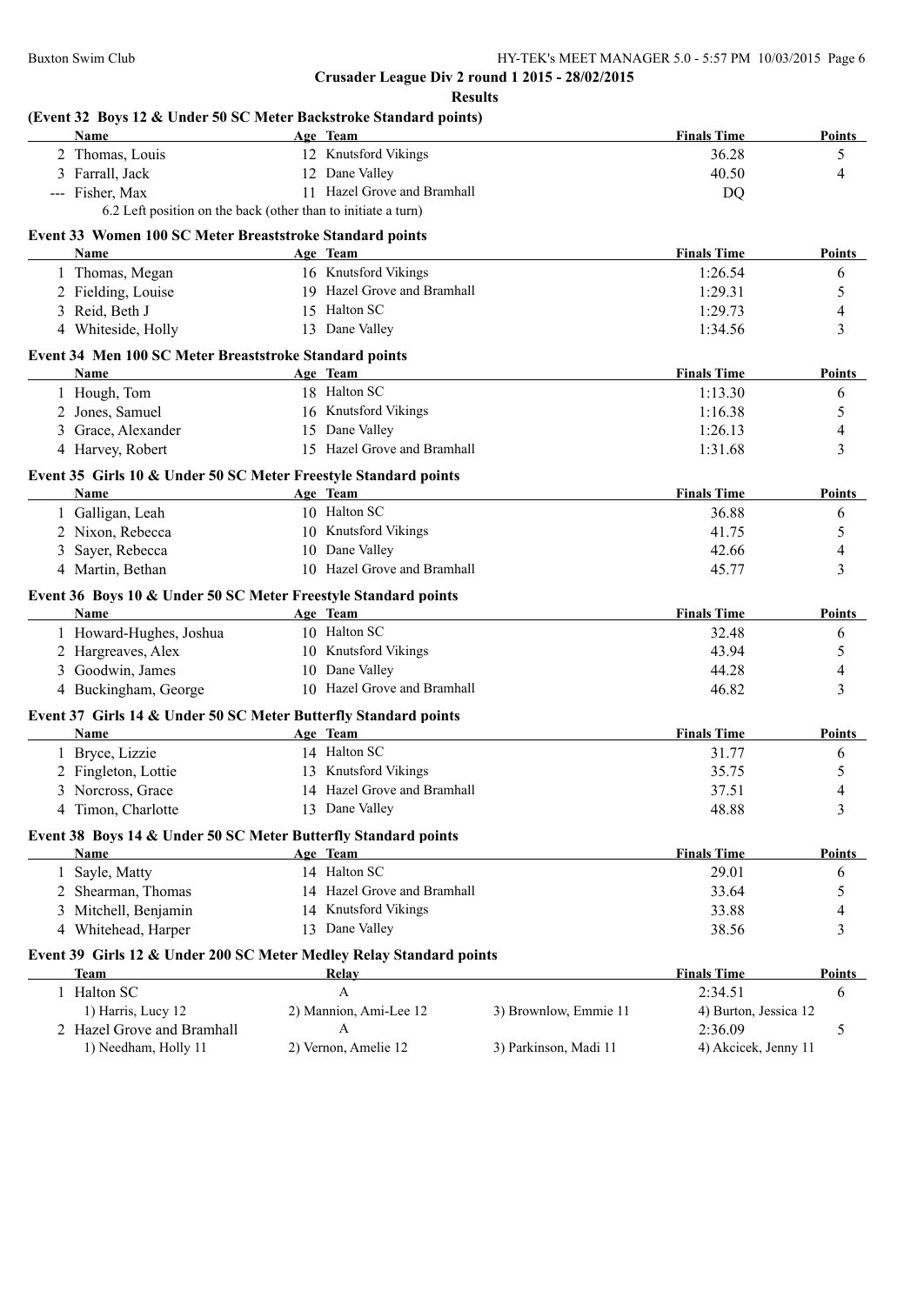**Crusader League Div 2 round 1 2015 - 28/02/2015**

**Results**

### (Event 32 Boys 12 & Under 50 SC Meter Backstroke Standard points)

| | Name | Age | Team | Finals Time | Points |
|---|---|---|---|---|---|
| 2 | Thomas, Louis | 12 | Knutsford Vikings | 36.28 | 5 |
| 3 | Farrall, Jack | 12 | Dane Valley | 40.50 | 4 |
| --- | Fisher, Max | 11 | Hazel Grove and Bramhall | DQ | |

6.2 Left position on the back (other than to initiate a turn)

### Event 33 Women 100 SC Meter Breaststroke Standard points

| | Name | Age | Team | Finals Time | Points |
|---|---|---|---|---|---|
| 1 | Thomas, Megan | 16 | Knutsford Vikings | 1:26.54 | 6 |
| 2 | Fielding, Louise | 19 | Hazel Grove and Bramhall | 1:29.31 | 5 |
| 3 | Reid, Beth J | 15 | Halton SC | 1:29.73 | 4 |
| 4 | Whiteside, Holly | 13 | Dane Valley | 1:34.56 | 3 |

### Event 34 Men 100 SC Meter Breaststroke Standard points

| | Name | Age | Team | Finals Time | Points |
|---|---|---|---|---|---|
| 1 | Hough, Tom | 18 | Halton SC | 1:13.30 | 6 |
| 2 | Jones, Samuel | 16 | Knutsford Vikings | 1:16.38 | 5 |
| 3 | Grace, Alexander | 15 | Dane Valley | 1:26.13 | 4 |
| 4 | Harvey, Robert | 15 | Hazel Grove and Bramhall | 1:31.68 | 3 |

### Event 35 Girls 10 & Under 50 SC Meter Freestyle Standard points

| | Name | Age | Team | Finals Time | Points |
|---|---|---|---|---|---|
| 1 | Galligan, Leah | 10 | Halton SC | 36.88 | 6 |
| 2 | Nixon, Rebecca | 10 | Knutsford Vikings | 41.75 | 5 |
| 3 | Sayer, Rebecca | 10 | Dane Valley | 42.66 | 4 |
| 4 | Martin, Bethan | 10 | Hazel Grove and Bramhall | 45.77 | 3 |

### Event 36 Boys 10 & Under 50 SC Meter Freestyle Standard points

| | Name | Age | Team | Finals Time | Points |
|---|---|---|---|---|---|
| 1 | Howard-Hughes, Joshua | 10 | Halton SC | 32.48 | 6 |
| 2 | Hargreaves, Alex | 10 | Knutsford Vikings | 43.94 | 5 |
| 3 | Goodwin, James | 10 | Dane Valley | 44.28 | 4 |
| 4 | Buckingham, George | 10 | Hazel Grove and Bramhall | 46.82 | 3 |

### Event 37 Girls 14 & Under 50 SC Meter Butterfly Standard points

| | Name | Age | Team | Finals Time | Points |
|---|---|---|---|---|---|
| 1 | Bryce, Lizzie | 14 | Halton SC | 31.77 | 6 |
| 2 | Fingleton, Lottie | 13 | Knutsford Vikings | 35.75 | 5 |
| 3 | Norcross, Grace | 14 | Hazel Grove and Bramhall | 37.51 | 4 |
| 4 | Timon, Charlotte | 13 | Dane Valley | 48.88 | 3 |

### Event 38 Boys 14 & Under 50 SC Meter Butterfly Standard points

| | Name | Age | Team | Finals Time | Points |
|---|---|---|---|---|---|
| 1 | Sayle, Matty | 14 | Halton SC | 29.01 | 6 |
| 2 | Shearman, Thomas | 14 | Hazel Grove and Bramhall | 33.64 | 5 |
| 3 | Mitchell, Benjamin | 14 | Knutsford Vikings | 33.88 | 4 |
| 4 | Whitehead, Harper | 13 | Dane Valley | 38.56 | 3 |

### Event 39 Girls 12 & Under 200 SC Meter Medley Relay Standard points

| | Team | Relay | | Finals Time | Points |
|---|---|---|---|---|---|
| 1 | Halton SC | A | | 2:34.51 | 6 |
| | 1) Harris, Lucy 12 | 2) Mannion, Ami-Lee 12 | 3) Brownlow, Emmie 11 | 4) Burton, Jessica 12 | |
| 2 | Hazel Grove and Bramhall | A | | 2:36.09 | 5 |
| | 1) Needham, Holly 11 | 2) Vernon, Amelie 12 | 3) Parkinson, Madi 11 | 4) Akcicek, Jenny 11 | |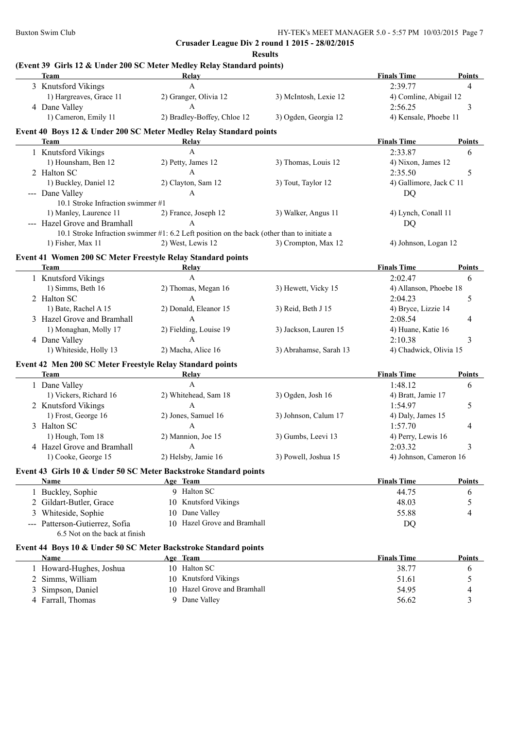**Crusader League Div 2 round 1 2015 - 28/02/2015**

**Results**

### (Event 39 Girls 12 & Under 200 SC Meter Medley Relay Standard points)

| Team | Relay | | Finals Time | Points |
|---|---|---|---|---|
| 3 Knutsford Vikings | A | | 2:39.77 | 4 |
| 1) Hargreaves, Grace 11 | 2) Granger, Olivia 12 | 3) McIntosh, Lexie 12 | 4) Comline, Abigail 12 | |
| 4 Dane Valley | A | | 2:56.25 | 3 |
| 1) Cameron, Emily 11 | 2) Bradley-Boffey, Chloe 12 | 3) Ogden, Georgia 12 | 4) Kensale, Phoebe 11 | |

### Event 40 Boys 12 & Under 200 SC Meter Medley Relay Standard points

| Team | Relay | | Finals Time | Points |
|---|---|---|---|---|
| 1 Knutsford Vikings | A | | 2:33.87 | 6 |
| 1) Hounsham, Ben 12 | 2) Petty, James 12 | 3) Thomas, Louis 12 | 4) Nixon, James 12 | |
| 2 Halton SC | A | | 2:35.50 | 5 |
| 1) Buckley, Daniel 12 | 2) Clayton, Sam 12 | 3) Tout, Taylor 12 | 4) Gallimore, Jack C 11 | |
| --- Dane Valley | A | | DQ | |
| 10.1 Stroke Infraction swimmer #1 | | | | |
| 1) Manley, Laurence 11 | 2) France, Joseph 12 | 3) Walker, Angus 11 | 4) Lynch, Conall 11 | |
| --- Hazel Grove and Bramhall | A | | DQ | |
| 10.1 Stroke Infraction swimmer #1: 6.2 Left position on the back (other than to initiate a | | | | |
| 1) Fisher, Max 11 | 2) West, Lewis 12 | 3) Crompton, Max 12 | 4) Johnson, Logan 12 | |

### Event 41 Women 200 SC Meter Freestyle Relay Standard points

| Team | Relay | | Finals Time | Points |
|---|---|---|---|---|
| 1 Knutsford Vikings | A | | 2:02.47 | 6 |
| 1) Simms, Beth 16 | 2) Thomas, Megan 16 | 3) Hewett, Vicky 15 | 4) Allanson, Phoebe 18 | |
| 2 Halton SC | A | | 2:04.23 | 5 |
| 1) Bate, Rachel A 15 | 2) Donald, Eleanor 15 | 3) Reid, Beth J 15 | 4) Bryce, Lizzie 14 | |
| 3 Hazel Grove and Bramhall | A | | 2:08.54 | 4 |
| 1) Monaghan, Molly 17 | 2) Fielding, Louise 19 | 3) Jackson, Lauren 15 | 4) Huane, Katie 16 | |
| 4 Dane Valley | A | | 2:10.38 | 3 |
| 1) Whiteside, Holly 13 | 2) Macha, Alice 16 | 3) Abrahamse, Sarah 13 | 4) Chadwick, Olivia 15 | |

### Event 42 Men 200 SC Meter Freestyle Relay Standard points

| Team | Relay | | Finals Time | Points |
|---|---|---|---|---|
| 1 Dane Valley | A | | 1:48.12 | 6 |
| 1) Vickers, Richard 16 | 2) Whitehead, Sam 18 | 3) Ogden, Josh 16 | 4) Bratt, Jamie 17 | |
| 2 Knutsford Vikings | A | | 1:54.97 | 5 |
| 1) Frost, George 16 | 2) Jones, Samuel 16 | 3) Johnson, Calum 17 | 4) Daly, James 15 | |
| 3 Halton SC | A | | 1:57.70 | 4 |
| 1) Hough, Tom 18 | 2) Mannion, Joe 15 | 3) Gumbs, Leevi 13 | 4) Perry, Lewis 16 | |
| 4 Hazel Grove and Bramhall | A | | 2:03.32 | 3 |
| 1) Cooke, George 15 | 2) Helsby, Jamie 16 | 3) Powell, Joshua 15 | 4) Johnson, Cameron 16 | |

### Event 43 Girls 10 & Under 50 SC Meter Backstroke Standard points

| Name | Age | Team | Finals Time | Points |
|---|---|---|---|---|
| 1 Buckley, Sophie | 9 | Halton SC | 44.75 | 6 |
| 2 Gildart-Butler, Grace | 10 | Knutsford Vikings | 48.03 | 5 |
| 3 Whiteside, Sophie | 10 | Dane Valley | 55.88 | 4 |
| --- Patterson-Gutierrez, Sofia | 10 | Hazel Grove and Bramhall | DQ | |
| 6.5 Not on the back at finish | | | | |

### Event 44 Boys 10 & Under 50 SC Meter Backstroke Standard points

| Name | Age | Team | Finals Time | Points |
|---|---|---|---|---|
| 1 Howard-Hughes, Joshua | 10 | Halton SC | 38.77 | 6 |
| 2 Simms, William | 10 | Knutsford Vikings | 51.61 | 5 |
| 3 Simpson, Daniel | 10 | Hazel Grove and Bramhall | 54.95 | 4 |
| 4 Farrall, Thomas | 9 | Dane Valley | 56.62 | 3 |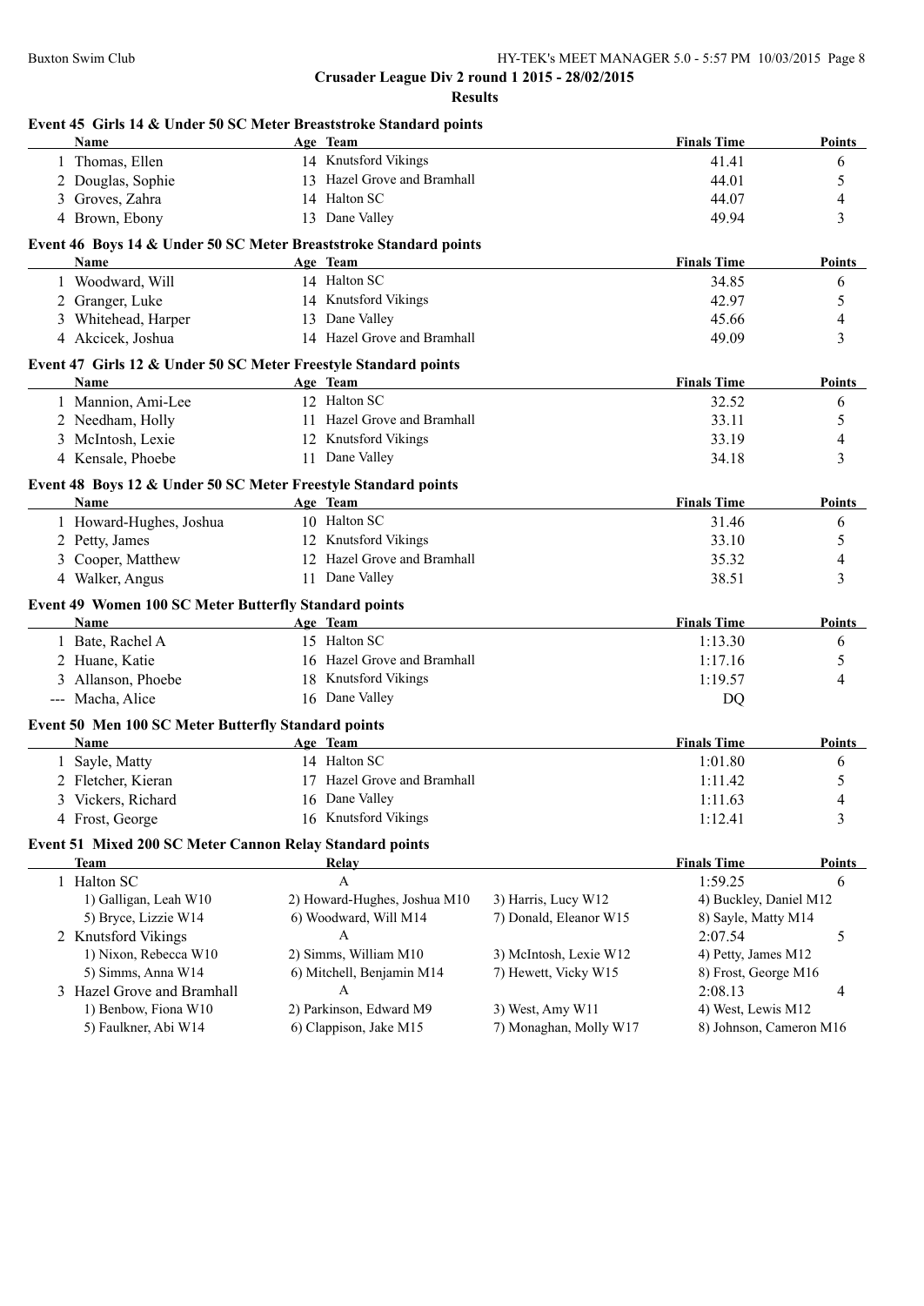**Crusader League Div 2 round 1 2015 - 28/02/2015**

**Results**

### Event 45 Girls 14 & Under 50 SC Meter Breaststroke Standard points

| | Name | Age | Team | Finals Time | Points |
|---|---|---|---|---|---|
| 1 | Thomas, Ellen | 14 | Knutsford Vikings | 41.41 | 6 |
| 2 | Douglas, Sophie | 13 | Hazel Grove and Bramhall | 44.01 | 5 |
| 3 | Groves, Zahra | 14 | Halton SC | 44.07 | 4 |
| 4 | Brown, Ebony | 13 | Dane Valley | 49.94 | 3 |

### Event 46 Boys 14 & Under 50 SC Meter Breaststroke Standard points

| | Name | Age | Team | Finals Time | Points |
|---|---|---|---|---|---|
| 1 | Woodward, Will | 14 | Halton SC | 34.85 | 6 |
| 2 | Granger, Luke | 14 | Knutsford Vikings | 42.97 | 5 |
| 3 | Whitehead, Harper | 13 | Dane Valley | 45.66 | 4 |
| 4 | Akcicek, Joshua | 14 | Hazel Grove and Bramhall | 49.09 | 3 |

### Event 47 Girls 12 & Under 50 SC Meter Freestyle Standard points

| | Name | Age | Team | Finals Time | Points |
|---|---|---|---|---|---|
| 1 | Mannion, Ami-Lee | 12 | Halton SC | 32.52 | 6 |
| 2 | Needham, Holly | 11 | Hazel Grove and Bramhall | 33.11 | 5 |
| 3 | McIntosh, Lexie | 12 | Knutsford Vikings | 33.19 | 4 |
| 4 | Kensale, Phoebe | 11 | Dane Valley | 34.18 | 3 |

### Event 48 Boys 12 & Under 50 SC Meter Freestyle Standard points

| | Name | Age | Team | Finals Time | Points |
|---|---|---|---|---|---|
| 1 | Howard-Hughes, Joshua | 10 | Halton SC | 31.46 | 6 |
| 2 | Petty, James | 12 | Knutsford Vikings | 33.10 | 5 |
| 3 | Cooper, Matthew | 12 | Hazel Grove and Bramhall | 35.32 | 4 |
| 4 | Walker, Angus | 11 | Dane Valley | 38.51 | 3 |

### Event 49 Women 100 SC Meter Butterfly Standard points

| | Name | Age | Team | Finals Time | Points |
|---|---|---|---|---|---|
| 1 | Bate, Rachel A | 15 | Halton SC | 1:13.30 | 6 |
| 2 | Huane, Katie | 16 | Hazel Grove and Bramhall | 1:17.16 | 5 |
| 3 | Allanson, Phoebe | 18 | Knutsford Vikings | 1:19.57 | 4 |
| --- | Macha, Alice | 16 | Dane Valley | DQ | |

### Event 50 Men 100 SC Meter Butterfly Standard points

| | Name | Age | Team | Finals Time | Points |
|---|---|---|---|---|---|
| 1 | Sayle, Matty | 14 | Halton SC | 1:01.80 | 6 |
| 2 | Fletcher, Kieran | 17 | Hazel Grove and Bramhall | 1:11.42 | 5 |
| 3 | Vickers, Richard | 16 | Dane Valley | 1:11.63 | 4 |
| 4 | Frost, George | 16 | Knutsford Vikings | 1:12.41 | 3 |

### Event 51 Mixed 200 SC Meter Cannon Relay Standard points

| | Team | Relay | | Finals Time | Points |
|---|---|---|---|---|---|
| 1 | Halton SC | A | | 1:59.25 | 6 |
| | 1) Galligan, Leah W10 | 2) Howard-Hughes, Joshua M10 | 3) Harris, Lucy W12 | 4) Buckley, Daniel M12 | |
| | 5) Bryce, Lizzie W14 | 6) Woodward, Will M14 | 7) Donald, Eleanor W15 | 8) Sayle, Matty M14 | |
| 2 | Knutsford Vikings | A | | 2:07.54 | 5 |
| | 1) Nixon, Rebecca W10 | 2) Simms, William M10 | 3) McIntosh, Lexie W12 | 4) Petty, James M12 | |
| | 5) Simms, Anna W14 | 6) Mitchell, Benjamin M14 | 7) Hewett, Vicky W15 | 8) Frost, George M16 | |
| 3 | Hazel Grove and Bramhall | A | | 2:08.13 | 4 |
| | 1) Benbow, Fiona W10 | 2) Parkinson, Edward M9 | 3) West, Amy W11 | 4) West, Lewis M12 | |
| | 5) Faulkner, Abi W14 | 6) Clappison, Jake M15 | 7) Monaghan, Molly W17 | 8) Johnson, Cameron M16 | |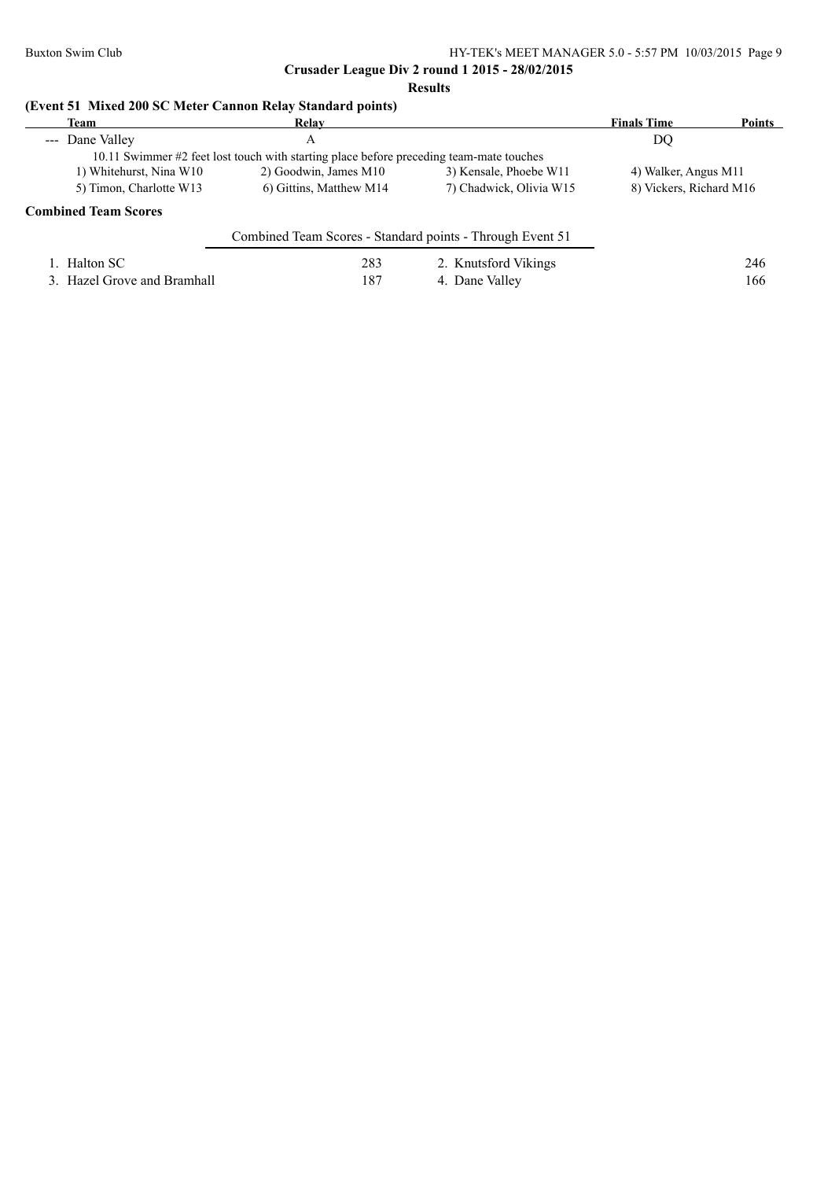**Crusader League Div 2 round 1 2015 - 28/02/2015**

**Results**

### (Event 51 Mixed 200 SC Meter Cannon Relay Standard points)

| Team | Relay | | Finals Time | Points |
|---|---|---|---|---|
| --- Dane Valley | A | | DQ | |

10.11 Swimmer #2 feet lost touch with starting place before preceding team-mate touches

| | | | |
|---|---|---|---|
| 1) Whitehurst, Nina W10 | 2) Goodwin, James M10 | 3) Kensale, Phoebe W11 | 4) Walker, Angus M11 |
| 5) Timon, Charlotte W13 | 6) Gittins, Matthew M14 | 7) Chadwick, Olivia W15 | 8) Vickers, Richard M16 |

### Combined Team Scores

Combined Team Scores - Standard points - Through Event 51

| | | | |
|---|---|---|---|
| 1. Halton SC | 283 | 2. Knutsford Vikings | 246 |
| 3. Hazel Grove and Bramhall | 187 | 4. Dane Valley | 166 |